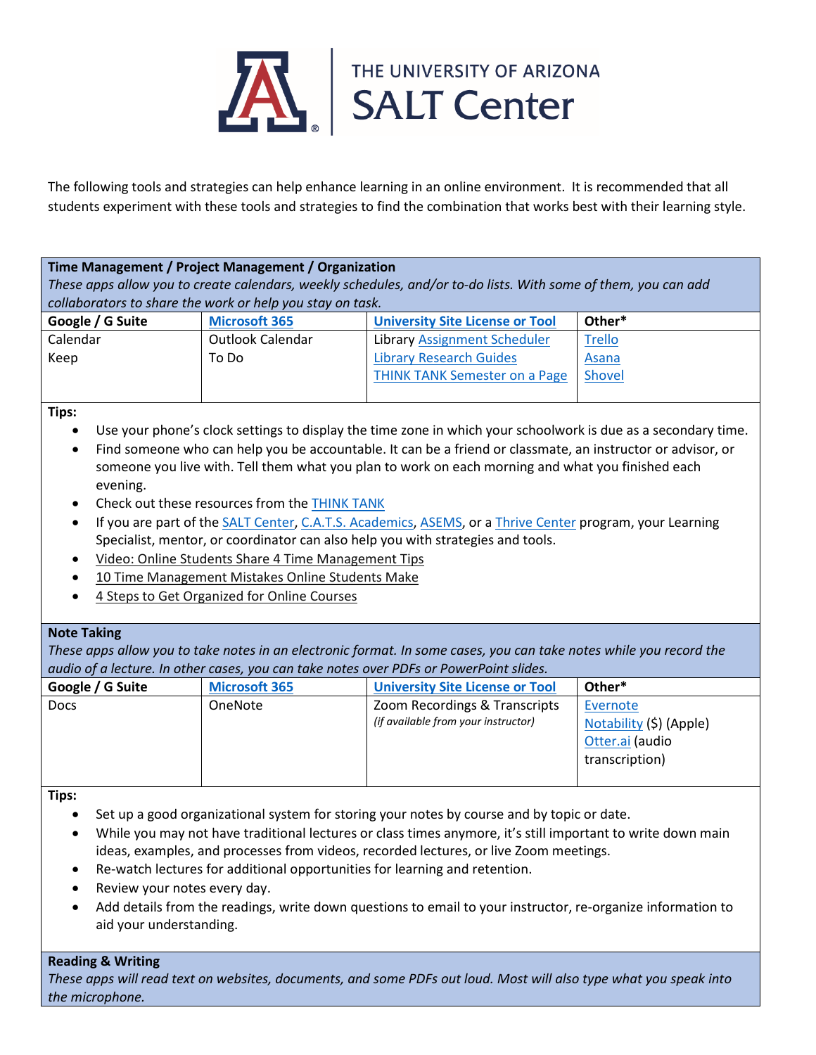# THE UNIVERSITY OF ARIZONA SALT Center

The following tools and strategies can help enhance learning in an online environment. It is recommended that all students experiment with these tools and strategies to find the combination that works best with their learning style.

**Time Management / Project Management / Organization**

*These apps allow you to create calendars, weekly schedules, and/or to-do lists. With some of them, you can add collaborators to share the work or help you stay on task.*

| Google / G Suite | Microsoft 365 | University Site License or Tool | Other* |
|---|---|---|---|
| Calendar<br>Keep | Outlook Calendar<br>To Do | Library Assignment Scheduler<br>Library Research Guides<br>THINK TANK Semester on a Page | Trello<br>Asana<br>Shovel |

**Tips:**

- Use your phone's clock settings to display the time zone in which your schoolwork is due as a secondary time.
- Find someone who can help you be accountable. It can be a friend or classmate, an instructor or advisor, or someone you live with. Tell them what you plan to work on each morning and what you finished each evening.
- Check out these resources from the THINK TANK
- If you are part of the SALT Center, C.A.T.S. Academics, ASEMS, or a Thrive Center program, your Learning Specialist, mentor, or coordinator can also help you with strategies and tools.
- Video: Online Students Share 4 Time Management Tips
- 10 Time Management Mistakes Online Students Make
- 4 Steps to Get Organized for Online Courses

**Note Taking**

*These apps allow you to take notes in an electronic format. In some cases, you can take notes while you record the audio of a lecture. In other cases, you can take notes over PDFs or PowerPoint slides.*

| Google / G Suite | Microsoft 365 | University Site License or Tool | Other* |
|---|---|---|---|
| Docs | OneNote | Zoom Recordings & Transcripts<br>*(if available from your instructor)* | Evernote<br>Notability ($) (Apple)<br>Otter.ai (audio transcription) |

**Tips:**

- Set up a good organizational system for storing your notes by course and by topic or date.
- While you may not have traditional lectures or class times anymore, it's still important to write down main ideas, examples, and processes from videos, recorded lectures, or live Zoom meetings.
- Re-watch lectures for additional opportunities for learning and retention.
- Review your notes every day.
- Add details from the readings, write down questions to email to your instructor, re-organize information to aid your understanding.

**Reading & Writing**

*These apps will read text on websites, documents, and some PDFs out loud. Most will also type what you speak into the microphone.*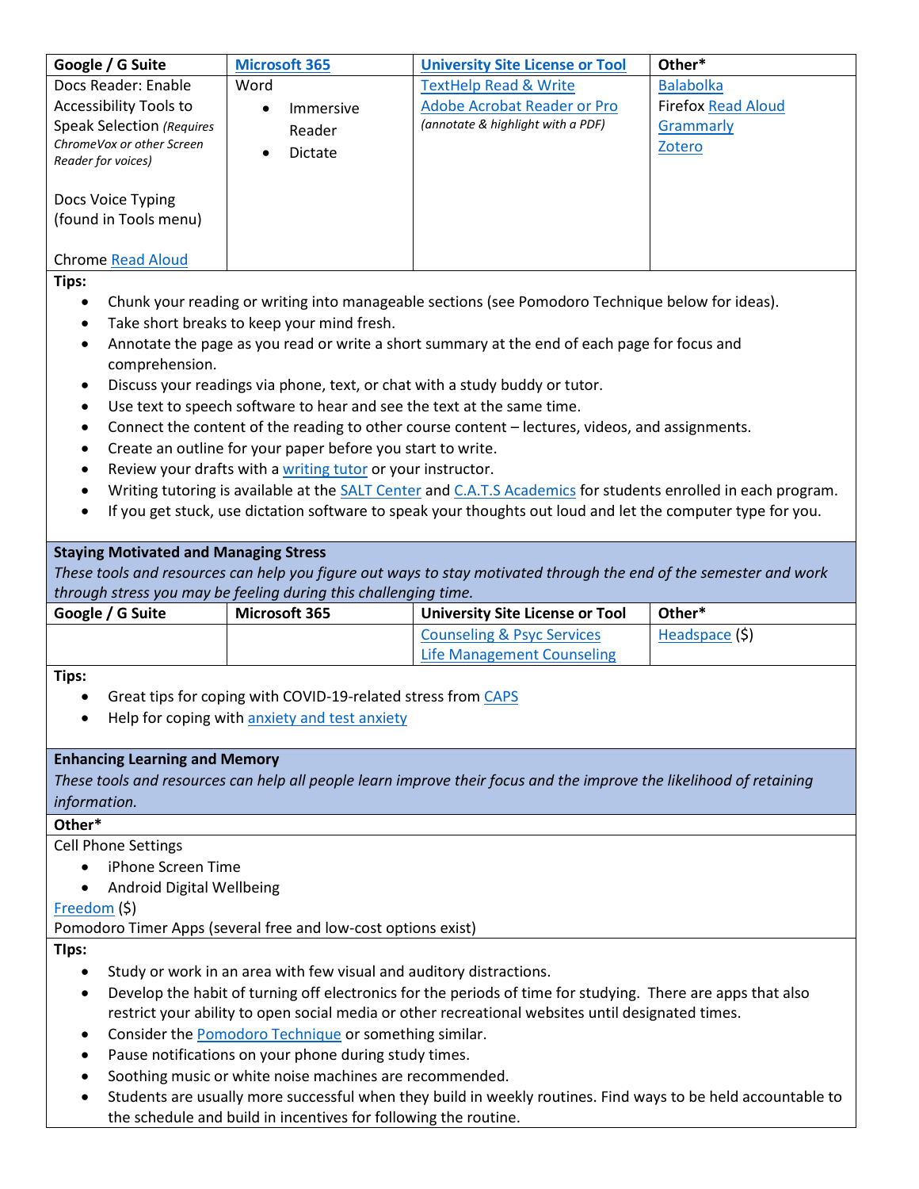| Google / G Suite | [Microsoft 365](#) | [University Site License or Tool](#) | Other* |
|---|---|---|---|
| Docs Reader: Enable Accessibility Tools to Speak Selection *(Requires ChromeVox or other Screen Reader for voices)*<br><br>Docs Voice Typing (found in Tools menu)<br><br>Chrome [Read Aloud](#) | Word<br>• Immersive Reader<br>• Dictate | [TextHelp Read & Write](#)<br>[Adobe Acrobat Reader or Pro](#)<br>*(annotate & highlight with a PDF)* | [Balabolka](#)<br>Firefox [Read Aloud](#)<br>[Grammarly](#)<br>[Zotero](#) |

**Tips:**

- Chunk your reading or writing into manageable sections (see Pomodoro Technique below for ideas).
- Take short breaks to keep your mind fresh.
- Annotate the page as you read or write a short summary at the end of each page for focus and comprehension.
- Discuss your readings via phone, text, or chat with a study buddy or tutor.
- Use text to speech software to hear and see the text at the same time.
- Connect the content of the reading to other course content – lectures, videos, and assignments.
- Create an outline for your paper before you start to write.
- Review your drafts with a [writing tutor](#) or your instructor.
- Writing tutoring is available at the [SALT Center](#) and [C.A.T.S Academics](#) for students enrolled in each program.
- If you get stuck, use dictation software to speak your thoughts out loud and let the computer type for you.

## Staying Motivated and Managing Stress

*These tools and resources can help you figure out ways to stay motivated through the end of the semester and work through stress you may be feeling during this challenging time.*

| Google / G Suite | Microsoft 365 | University Site License or Tool | Other* |
|---|---|---|---|
| | | [Counseling & Psyc Services](#)<br>[Life Management Counseling](#) | [Headspace](#) ($) |

**Tips:**

- Great tips for coping with COVID-19-related stress from [CAPS](#)
- Help for coping with [anxiety and test anxiety](#)

## Enhancing Learning and Memory

*These tools and resources can help all people learn improve their focus and the improve the likelihood of retaining information.*

**Other***

Cell Phone Settings

- iPhone Screen Time
- Android Digital Wellbeing

[Freedom](#) ($)

Pomodoro Timer Apps (several free and low-cost options exist)

**TIps:**

- Study or work in an area with few visual and auditory distractions.
- Develop the habit of turning off electronics for the periods of time for studying. There are apps that also restrict your ability to open social media or other recreational websites until designated times.
- Consider the [Pomodoro Technique](#) or something similar.
- Pause notifications on your phone during study times.
- Soothing music or white noise machines are recommended.
- Students are usually more successful when they build in weekly routines. Find ways to be held accountable to the schedule and build in incentives for following the routine.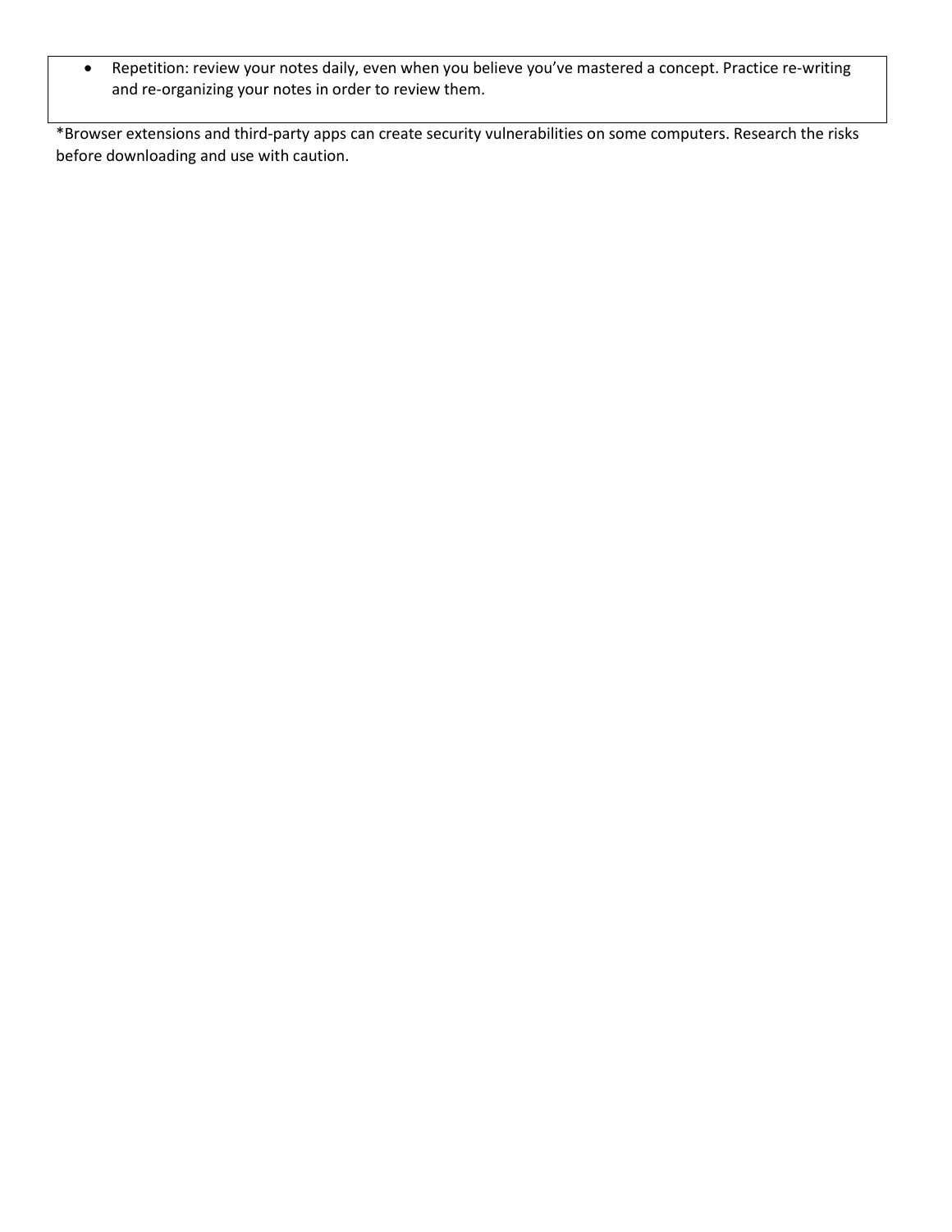- Repetition: review your notes daily, even when you believe you've mastered a concept. Practice re-writing and re-organizing your notes in order to review them.

*Browser extensions and third-party apps can create security vulnerabilities on some computers. Research the risks before downloading and use with caution.